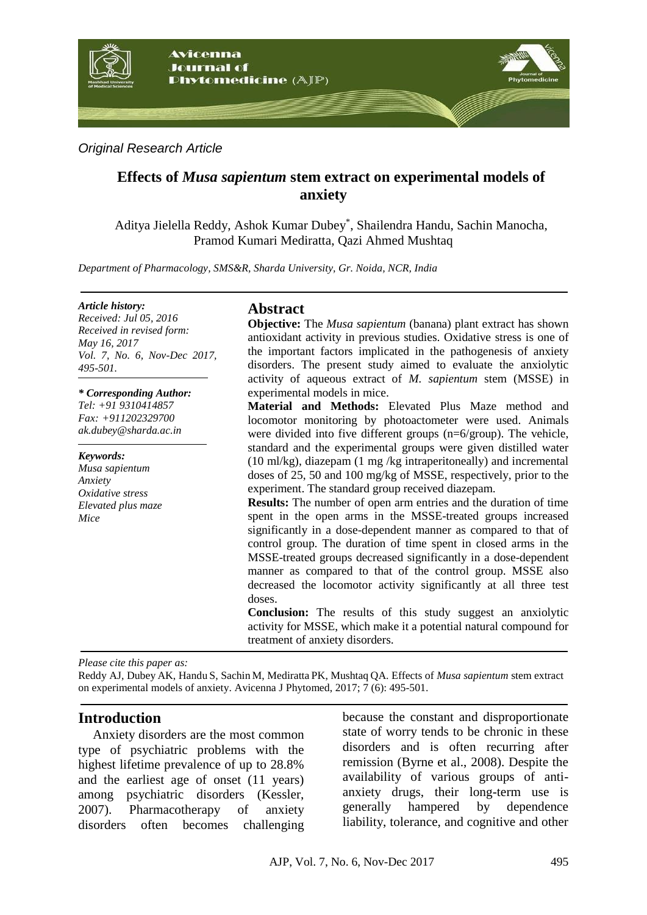*Original Research Article*

# Effects of *Musa sapientum* stem extract on experimental models of anxiety

Aditya Jielella Reddy, Ashok Kumar Dubey*, Shailendra Handu, Sachin Manocha, Pramod Kumari Mediratta, Qazi Ahmed Mushtaq

*Department of Pharmacology, SMS&R, Sharda University, Gr. Noida, NCR, India*

***Article history:***
*Received: Jul 05, 2016*
*Received in revised form: May 16, 2017*
*Vol. 7, No. 6, Nov-Dec 2017, 495-501.*

***\* Corresponding Author:***
*Tel: +91 9310414857*
*Fax: +911202329700*
*ak.dubey@sharda.ac.in*

***Keywords:***
*Musa sapientum*
*Anxiety*
*Oxidative stress*
*Elevated plus maze*
*Mice*

## Abstract

**Objective:** The *Musa sapientum* (banana) plant extract has shown antioxidant activity in previous studies. Oxidative stress is one of the important factors implicated in the pathogenesis of anxiety disorders. The present study aimed to evaluate the anxiolytic activity of aqueous extract of *M. sapientum* stem (MSSE) in experimental models in mice.

**Material and Methods:** Elevated Plus Maze method and locomotor monitoring by photoactometer were used. Animals were divided into five different groups (n=6/group). The vehicle, standard and the experimental groups were given distilled water (10 ml/kg), diazepam (1 mg /kg intraperitoneally) and incremental doses of 25, 50 and 100 mg/kg of MSSE, respectively, prior to the experiment. The standard group received diazepam.

**Results:** The number of open arm entries and the duration of time spent in the open arms in the MSSE-treated groups increased significantly in a dose-dependent manner as compared to that of control group. The duration of time spent in closed arms in the MSSE-treated groups decreased significantly in a dose-dependent manner as compared to that of the control group. MSSE also decreased the locomotor activity significantly at all three test doses.

**Conclusion:** The results of this study suggest an anxiolytic activity for MSSE, which make it a potential natural compound for treatment of anxiety disorders.

*Please cite this paper as:*
Reddy AJ, Dubey AK, Handu S, Sachin M, Mediratta PK, Mushtaq QA. Effects of *Musa sapientum* stem extract on experimental models of anxiety. Avicenna J Phytomed, 2017; 7 (6): 495-501.

## Introduction

Anxiety disorders are the most common type of psychiatric problems with the highest lifetime prevalence of up to 28.8% and the earliest age of onset (11 years) among psychiatric disorders (Kessler, 2007). Pharmacotherapy of anxiety disorders often becomes challenging because the constant and disproportionate state of worry tends to be chronic in these disorders and is often recurring after remission (Byrne et al., 2008). Despite the availability of various groups of anti-anxiety drugs, their long-term use is generally hampered by dependence liability, tolerance, and cognitive and other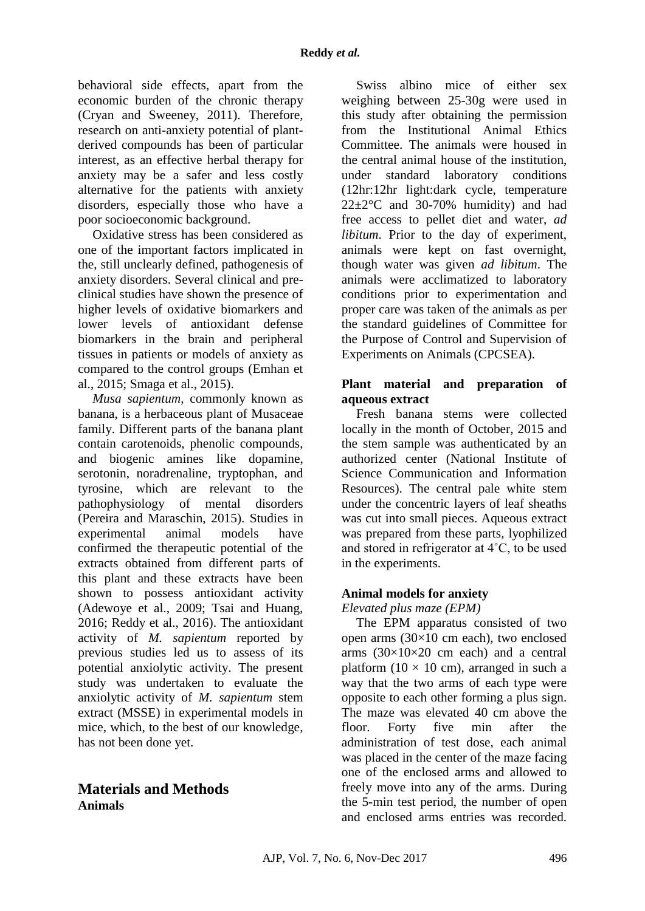behavioral side effects, apart from the economic burden of the chronic therapy (Cryan and Sweeney, 2011). Therefore, research on anti-anxiety potential of plant-derived compounds has been of particular interest, as an effective herbal therapy for anxiety may be a safer and less costly alternative for the patients with anxiety disorders, especially those who have a poor socioeconomic background.

Oxidative stress has been considered as one of the important factors implicated in the, still unclearly defined, pathogenesis of anxiety disorders. Several clinical and pre-clinical studies have shown the presence of higher levels of oxidative biomarkers and lower levels of antioxidant defense biomarkers in the brain and peripheral tissues in patients or models of anxiety as compared to the control groups (Emhan et al., 2015; Smaga et al., 2015).

*Musa sapientum*, commonly known as banana, is a herbaceous plant of Musaceae family. Different parts of the banana plant contain carotenoids, phenolic compounds, and biogenic amines like dopamine, serotonin, noradrenaline, tryptophan, and tyrosine, which are relevant to the pathophysiology of mental disorders (Pereira and Maraschin, 2015). Studies in experimental animal models have confirmed the therapeutic potential of the extracts obtained from different parts of this plant and these extracts have been shown to possess antioxidant activity (Adewoye et al., 2009; Tsai and Huang, 2016; Reddy et al., 2016). The antioxidant activity of *M. sapientum* reported by previous studies led us to assess of its potential anxiolytic activity. The present study was undertaken to evaluate the anxiolytic activity of *M. sapientum* stem extract (MSSE) in experimental models in mice, which, to the best of our knowledge, has not been done yet.

## Materials and Methods

### Animals

Swiss albino mice of either sex weighing between 25-30g were used in this study after obtaining the permission from the Institutional Animal Ethics Committee. The animals were housed in the central animal house of the institution, under standard laboratory conditions (12hr:12hr light:dark cycle, temperature 22±2°C and 30-70% humidity) and had free access to pellet diet and water, *ad libitum*. Prior to the day of experiment, animals were kept on fast overnight, though water was given *ad libitum*. The animals were acclimatized to laboratory conditions prior to experimentation and proper care was taken of the animals as per the standard guidelines of Committee for the Purpose of Control and Supervision of Experiments on Animals (CPCSEA).

### Plant material and preparation of aqueous extract

Fresh banana stems were collected locally in the month of October, 2015 and the stem sample was authenticated by an authorized center (National Institute of Science Communication and Information Resources). The central pale white stem under the concentric layers of leaf sheaths was cut into small pieces. Aqueous extract was prepared from these parts, lyophilized and stored in refrigerator at 4˚C, to be used in the experiments.

### Animal models for anxiety

*Elevated plus maze (EPM)*

The EPM apparatus consisted of two open arms (30×10 cm each), two enclosed arms (30×10×20 cm each) and a central platform (10 × 10 cm), arranged in such a way that the two arms of each type were opposite to each other forming a plus sign. The maze was elevated 40 cm above the floor. Forty five min after the administration of test dose, each animal was placed in the center of the maze facing one of the enclosed arms and allowed to freely move into any of the arms. During the 5-min test period, the number of open and enclosed arms entries was recorded.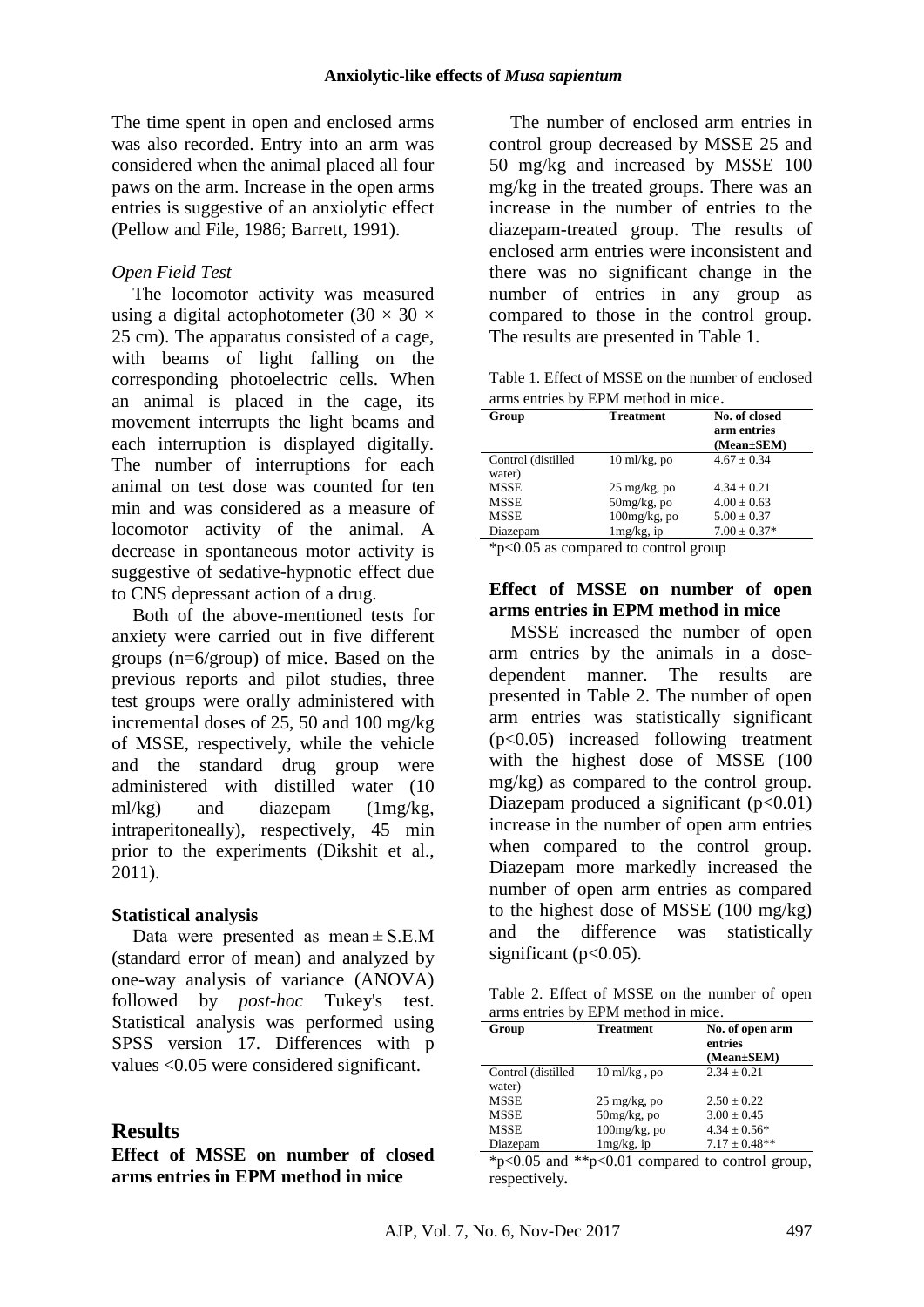The time spent in open and enclosed arms was also recorded. Entry into an arm was considered when the animal placed all four paws on the arm. Increase in the open arms entries is suggestive of an anxiolytic effect (Pellow and File, 1986; Barrett, 1991).

*Open Field Test*

The locomotor activity was measured using a digital actophotometer (30 × 30 × 25 cm). The apparatus consisted of a cage, with beams of light falling on the corresponding photoelectric cells. When an animal is placed in the cage, its movement interrupts the light beams and each interruption is displayed digitally. The number of interruptions for each animal on test dose was counted for ten min and was considered as a measure of locomotor activity of the animal. A decrease in spontaneous motor activity is suggestive of sedative-hypnotic effect due to CNS depressant action of a drug.

Both of the above-mentioned tests for anxiety were carried out in five different groups (n=6/group) of mice. Based on the previous reports and pilot studies, three test groups were orally administered with incremental doses of 25, 50 and 100 mg/kg of MSSE, respectively, while the vehicle and the standard drug group were administered with distilled water (10 ml/kg) and diazepam (1mg/kg, intraperitoneally), respectively, 45 min prior to the experiments (Dikshit et al., 2011).

**Statistical analysis**

Data were presented as mean ± S.E.M (standard error of mean) and analyzed by one-way analysis of variance (ANOVA) followed by *post-hoc* Tukey's test. Statistical analysis was performed using SPSS version 17. Differences with p values <0.05 were considered significant.

## Results

**Effect of MSSE on number of closed arms entries in EPM method in mice**

The number of enclosed arm entries in control group decreased by MSSE 25 and 50 mg/kg and increased by MSSE 100 mg/kg in the treated groups. There was an increase in the number of entries to the diazepam-treated group. The results of enclosed arm entries were inconsistent and there was no significant change in the number of entries in any group as compared to those in the control group. The results are presented in Table 1.

Table 1. Effect of MSSE on the number of enclosed arms entries by EPM method in mice.

| Group | Treatment | No. of closed arm entries (Mean±SEM) |
|---|---|---|
| Control (distilled water) | 10 ml/kg, po | 4.67 ± 0.34 |
| MSSE | 25 mg/kg, po | 4.34 ± 0.21 |
| MSSE | 50mg/kg, po | 4.00 ± 0.63 |
| MSSE | 100mg/kg, po | 5.00 ± 0.37 |
| Diazepam | 1mg/kg, ip | 7.00 ± 0.37* |

*p<0.05 as compared to control group

**Effect of MSSE on number of open arms entries in EPM method in mice**

MSSE increased the number of open arm entries by the animals in a dose-dependent manner. The results are presented in Table 2. The number of open arm entries was statistically significant ($p<0.05$) increased following treatment with the highest dose of MSSE (100 mg/kg) as compared to the control group. Diazepam produced a significant ($p<0.01$) increase in the number of open arm entries when compared to the control group. Diazepam more markedly increased the number of open arm entries as compared to the highest dose of MSSE (100 mg/kg) and the difference was statistically significant ($p<0.05$).

Table 2. Effect of MSSE on the number of open arms entries by EPM method in mice.

| Group | Treatment | No. of open arm entries (Mean±SEM) |
|---|---|---|
| Control (distilled water) | 10 ml/kg , po | 2.34 ± 0.21 |
| MSSE | 25 mg/kg, po | 2.50 ± 0.22 |
| MSSE | 50mg/kg, po | 3.00 ± 0.45 |
| MSSE | 100mg/kg, po | 4.34 ± 0.56* |
| Diazepam | 1mg/kg, ip | 7.17 ± 0.48** |

*p<0.05 and **p<0.01 compared to control group, respectively.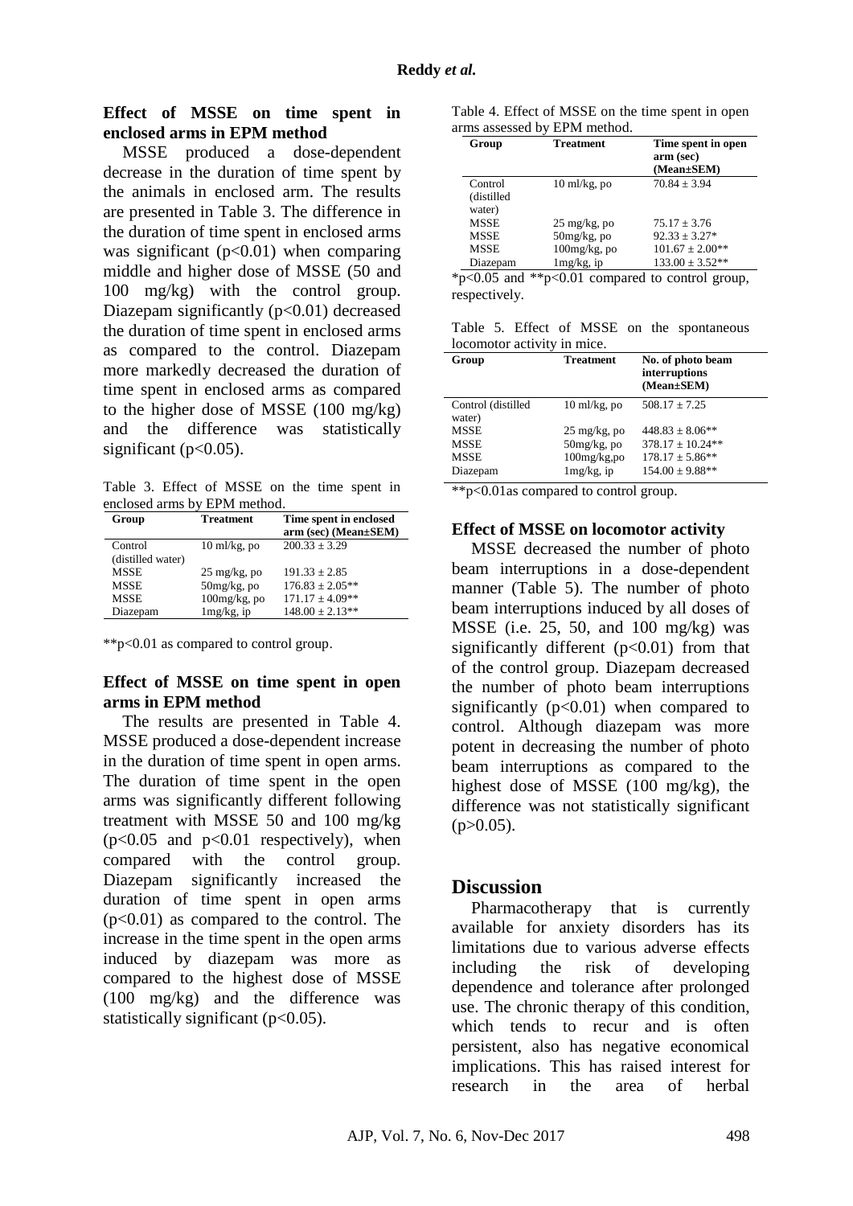### Effect of MSSE on time spent in enclosed arms in EPM method

MSSE produced a dose-dependent decrease in the duration of time spent by the animals in enclosed arm. The results are presented in Table 3. The difference in the duration of time spent in enclosed arms was significant ($p<0.01$) when comparing middle and higher dose of MSSE (50 and 100 mg/kg) with the control group. Diazepam significantly ($p<0.01$) decreased the duration of time spent in enclosed arms as compared to the control. Diazepam more markedly decreased the duration of time spent in enclosed arms as compared to the higher dose of MSSE (100 mg/kg) and the difference was statistically significant ($p<0.05$).

Table 3. Effect of MSSE on the time spent in enclosed arms by EPM method.

| Group | Treatment | Time spent in enclosed arm (sec) (Mean±SEM) |
|---|---|---|
| Control (distilled water) | 10 ml/kg, po | 200.33 ± 3.29 |
| MSSE | 25 mg/kg, po | 191.33 ± 2.85 |
| MSSE | 50mg/kg, po | 176.83 ± 2.05** |
| MSSE | 100mg/kg, po | 171.17 ± 4.09** |
| Diazepam | 1mg/kg, ip | 148.00 ± 2.13** |

**$p<0.01$ as compared to control group.

### Effect of MSSE on time spent in open arms in EPM method

The results are presented in Table 4. MSSE produced a dose-dependent increase in the duration of time spent in open arms. The duration of time spent in the open arms was significantly different following treatment with MSSE 50 and 100 mg/kg ($p<0.05$ and $p<0.01$ respectively), when compared with the control group. Diazepam significantly increased the duration of time spent in open arms ($p<0.01$) as compared to the control. The increase in the time spent in the open arms induced by diazepam was more as compared to the highest dose of MSSE (100 mg/kg) and the difference was statistically significant ($p<0.05$).

Table 4. Effect of MSSE on the time spent in open arms assessed by EPM method.

| Group | Treatment | Time spent in open arm (sec) (Mean±SEM) |
|---|---|---|
| Control (distilled water) | 10 ml/kg, po | 70.84 ± 3.94 |
| MSSE | 25 mg/kg, po | 75.17 ± 3.76 |
| MSSE | 50mg/kg, po | 92.33 ± 3.27* |
| MSSE | 100mg/kg, po | 101.67 ± 2.00** |
| Diazepam | 1mg/kg, ip | 133.00 ± 3.52** |

*$p<0.05$ and **$p<0.01$ compared to control group, respectively.

Table 5. Effect of MSSE on the spontaneous locomotor activity in mice.

| Group | Treatment | No. of photo beam interruptions (Mean±SEM) |
|---|---|---|
| Control (distilled water) | 10 ml/kg, po | 508.17 ± 7.25 |
| MSSE | 25 mg/kg, po | 448.83 ± 8.06** |
| MSSE | 50mg/kg, po | 378.17 ± 10.24** |
| MSSE | 100mg/kg,po | 178.17 ± 5.86** |
| Diazepam | 1mg/kg, ip | 154.00 ± 9.88** |

**$p<0.01$as compared to control group.

### Effect of MSSE on locomotor activity

MSSE decreased the number of photo beam interruptions in a dose-dependent manner (Table 5). The number of photo beam interruptions induced by all doses of MSSE (i.e. 25, 50, and 100 mg/kg) was significantly different ($p<0.01$) from that of the control group. Diazepam decreased the number of photo beam interruptions significantly ($p<0.01$) when compared to control. Although diazepam was more potent in decreasing the number of photo beam interruptions as compared to the highest dose of MSSE (100 mg/kg), the difference was not statistically significant ($p>0.05$).

## Discussion

Pharmacotherapy that is currently available for anxiety disorders has its limitations due to various adverse effects including the risk of developing dependence and tolerance after prolonged use. The chronic therapy of this condition, which tends to recur and is often persistent, also has negative economical implications. This has raised interest for research in the area of herbal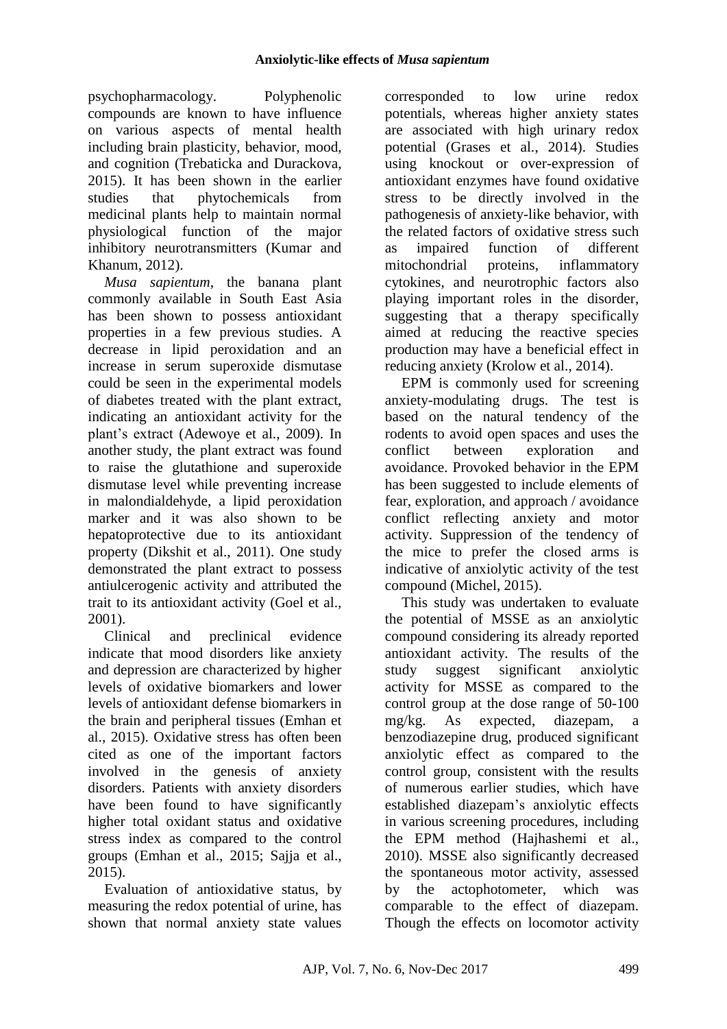psychopharmacology. Polyphenolic compounds are known to have influence on various aspects of mental health including brain plasticity, behavior, mood, and cognition (Trebaticka and Durackova, 2015). It has been shown in the earlier studies that phytochemicals from medicinal plants help to maintain normal physiological function of the major inhibitory neurotransmitters (Kumar and Khanum, 2012).

*Musa sapientum*, the banana plant commonly available in South East Asia has been shown to possess antioxidant properties in a few previous studies. A decrease in lipid peroxidation and an increase in serum superoxide dismutase could be seen in the experimental models of diabetes treated with the plant extract, indicating an antioxidant activity for the plant's extract (Adewoye et al., 2009). In another study, the plant extract was found to raise the glutathione and superoxide dismutase level while preventing increase in malondialdehyde, a lipid peroxidation marker and it was also shown to be hepatoprotective due to its antioxidant property (Dikshit et al., 2011). One study demonstrated the plant extract to possess antiulcerogenic activity and attributed the trait to its antioxidant activity (Goel et al., 2001).

Clinical and preclinical evidence indicate that mood disorders like anxiety and depression are characterized by higher levels of oxidative biomarkers and lower levels of antioxidant defense biomarkers in the brain and peripheral tissues (Emhan et al., 2015). Oxidative stress has often been cited as one of the important factors involved in the genesis of anxiety disorders. Patients with anxiety disorders have been found to have significantly higher total oxidant status and oxidative stress index as compared to the control groups (Emhan et al., 2015; Sajja et al., 2015).

Evaluation of antioxidative status, by measuring the redox potential of urine, has shown that normal anxiety state values corresponded to low urine redox potentials, whereas higher anxiety states are associated with high urinary redox potential (Grases et al., 2014). Studies using knockout or over-expression of antioxidant enzymes have found oxidative stress to be directly involved in the pathogenesis of anxiety-like behavior, with the related factors of oxidative stress such as impaired function of different mitochondrial proteins, inflammatory cytokines, and neurotrophic factors also playing important roles in the disorder, suggesting that a therapy specifically aimed at reducing the reactive species production may have a beneficial effect in reducing anxiety (Krolow et al., 2014).

EPM is commonly used for screening anxiety-modulating drugs. The test is based on the natural tendency of the rodents to avoid open spaces and uses the conflict between exploration and avoidance. Provoked behavior in the EPM has been suggested to include elements of fear, exploration, and approach / avoidance conflict reflecting anxiety and motor activity. Suppression of the tendency of the mice to prefer the closed arms is indicative of anxiolytic activity of the test compound (Michel, 2015).

This study was undertaken to evaluate the potential of MSSE as an anxiolytic compound considering its already reported antioxidant activity. The results of the study suggest significant anxiolytic activity for MSSE as compared to the control group at the dose range of 50-100 mg/kg. As expected, diazepam, a benzodiazepine drug, produced significant anxiolytic effect as compared to the control group, consistent with the results of numerous earlier studies, which have established diazepam's anxiolytic effects in various screening procedures, including the EPM method (Hajhashemi et al., 2010). MSSE also significantly decreased the spontaneous motor activity, assessed by the actophotometer, which was comparable to the effect of diazepam. Though the effects on locomotor activity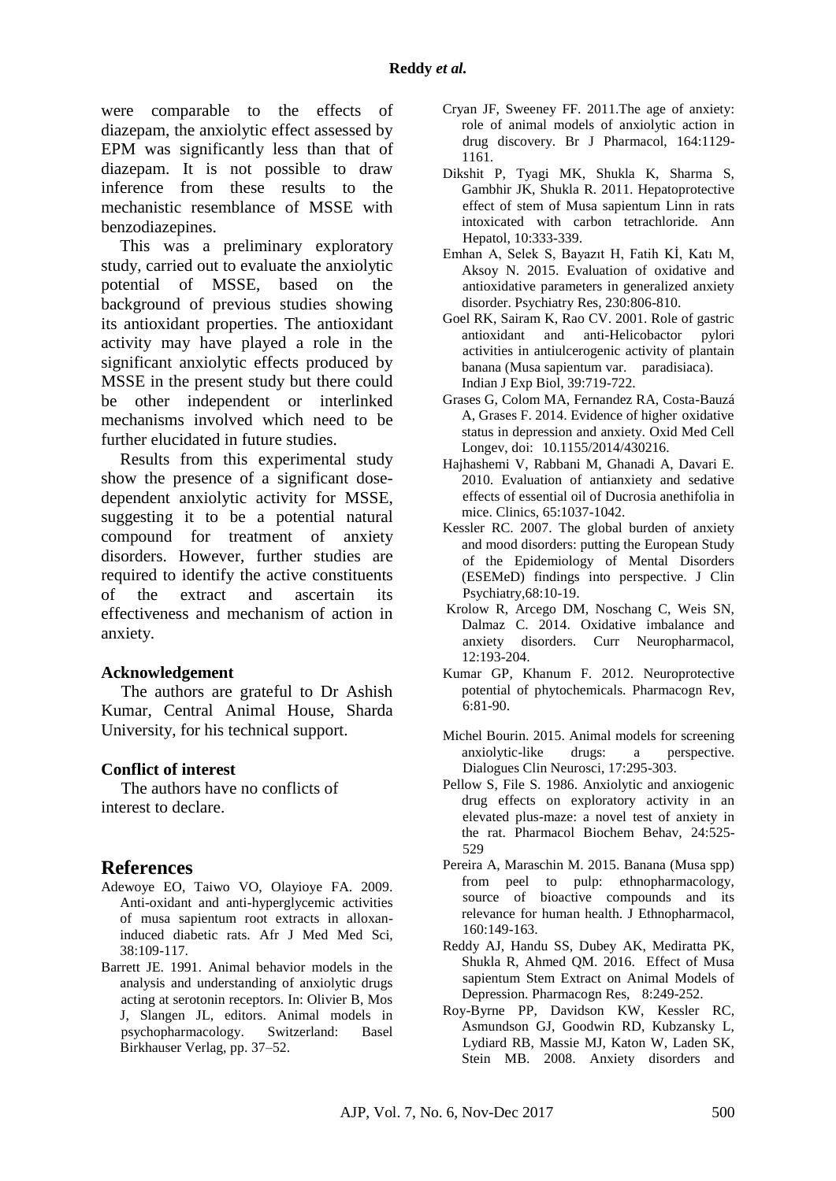were comparable to the effects of diazepam, the anxiolytic effect assessed by EPM was significantly less than that of diazepam. It is not possible to draw inference from these results to the mechanistic resemblance of MSSE with benzodiazepines.

This was a preliminary exploratory study, carried out to evaluate the anxiolytic potential of MSSE, based on the background of previous studies showing its antioxidant properties. The antioxidant activity may have played a role in the significant anxiolytic effects produced by MSSE in the present study but there could be other independent or interlinked mechanisms involved which need to be further elucidated in future studies.

Results from this experimental study show the presence of a significant dose-dependent anxiolytic activity for MSSE, suggesting it to be a potential natural compound for treatment of anxiety disorders. However, further studies are required to identify the active constituents of the extract and ascertain its effectiveness and mechanism of action in anxiety.

### Acknowledgement

The authors are grateful to Dr Ashish Kumar, Central Animal House, Sharda University, for his technical support.

### Conflict of interest

The authors have no conflicts of interest to declare.

## References

Adewoye EO, Taiwo VO, Olayioye FA. 2009. Anti-oxidant and anti-hyperglycemic activities of musa sapientum root extracts in alloxan-induced diabetic rats. Afr J Med Med Sci, 38:109-117.

Barrett JE. 1991. Animal behavior models in the analysis and understanding of anxiolytic drugs acting at serotonin receptors. In: Olivier B, Mos J, Slangen JL, editors. Animal models in psychopharmacology. Switzerland: Basel Birkhauser Verlag, pp. 37–52.

Cryan JF, Sweeney FF. 2011.The age of anxiety: role of animal models of anxiolytic action in drug discovery. Br J Pharmacol, 164:1129-1161.

Dikshit P, Tyagi MK, Shukla K, Sharma S, Gambhir JK, Shukla R. 2011. Hepatoprotective effect of stem of Musa sapientum Linn in rats intoxicated with carbon tetrachloride. Ann Hepatol, 10:333-339.

Emhan A, Selek S, Bayazıt H, Fatih Kİ, Katı M, Aksoy N. 2015. Evaluation of oxidative and antioxidative parameters in generalized anxiety disorder. Psychiatry Res, 230:806-810.

Goel RK, Sairam K, Rao CV. 2001. Role of gastric antioxidant and anti-Helicobactor pylori activities in antiulcerogenic activity of plantain banana (Musa sapientum var. paradisiaca). Indian J Exp Biol, 39:719-722.

Grases G, Colom MA, Fernandez RA, Costa-Bauzá A, Grases F. 2014. Evidence of higher oxidative status in depression and anxiety. Oxid Med Cell Longev, doi: 10.1155/2014/430216.

Hajhashemi V, Rabbani M, Ghanadi A, Davari E. 2010. Evaluation of antianxiety and sedative effects of essential oil of Ducrosia anethifolia in mice. Clinics, 65:1037-1042.

Kessler RC. 2007. The global burden of anxiety and mood disorders: putting the European Study of the Epidemiology of Mental Disorders (ESEMeD) findings into perspective. J Clin Psychiatry,68:10-19.

Krolow R, Arcego DM, Noschang C, Weis SN, Dalmaz C. 2014. Oxidative imbalance and anxiety disorders. Curr Neuropharmacol, 12:193-204.

Kumar GP, Khanum F. 2012. Neuroprotective potential of phytochemicals. Pharmacogn Rev, 6:81-90.

Michel Bourin. 2015. Animal models for screening anxiolytic-like drugs: a perspective. Dialogues Clin Neurosci, 17:295-303.

Pellow S, File S. 1986. Anxiolytic and anxiogenic drug effects on exploratory activity in an elevated plus-maze: a novel test of anxiety in the rat. Pharmacol Biochem Behav, 24:525-529

Pereira A, Maraschin M. 2015. Banana (Musa spp) from peel to pulp: ethnopharmacology, source of bioactive compounds and its relevance for human health. J Ethnopharmacol, 160:149-163.

Reddy AJ, Handu SS, Dubey AK, Mediratta PK, Shukla R, Ahmed QM. 2016. Effect of Musa sapientum Stem Extract on Animal Models of Depression. Pharmacogn Res, 8:249-252.

Roy-Byrne PP, Davidson KW, Kessler RC, Asmundson GJ, Goodwin RD, Kubzansky L, Lydiard RB, Massie MJ, Katon W, Laden SK, Stein MB. 2008. Anxiety disorders and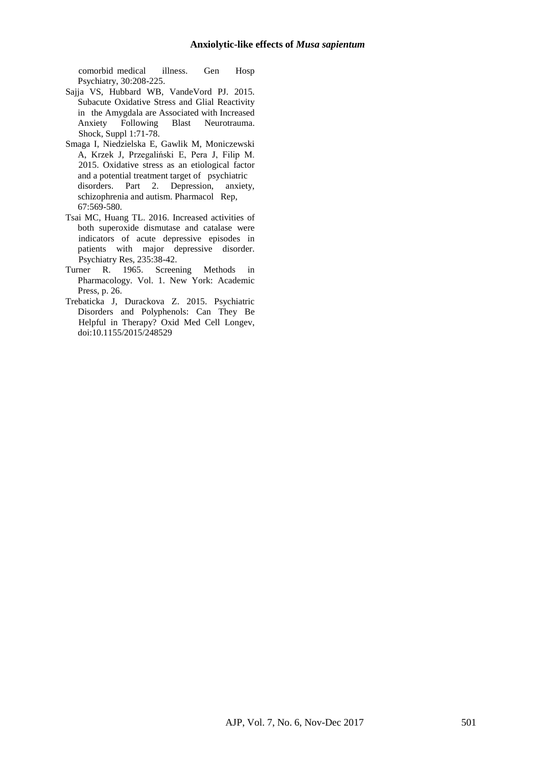comorbid medical illness. Gen Hosp Psychiatry, 30:208-225.

Sajja VS, Hubbard WB, VandeVord PJ. 2015. Subacute Oxidative Stress and Glial Reactivity in the Amygdala are Associated with Increased Anxiety Following Blast Neurotrauma. Shock, Suppl 1:71-78.

Smaga I, Niedzielska E, Gawlik M, Moniczewski A, Krzek J, Przegaliński E, Pera J, Filip M. 2015. Oxidative stress as an etiological factor and a potential treatment target of psychiatric disorders. Part 2. Depression, anxiety, schizophrenia and autism. Pharmacol Rep, 67:569-580.

Tsai MC, Huang TL. 2016. Increased activities of both superoxide dismutase and catalase were indicators of acute depressive episodes in patients with major depressive disorder. Psychiatry Res, 235:38-42.

Turner R. 1965. Screening Methods in Pharmacology. Vol. 1. New York: Academic Press, p. 26.

Trebaticka J, Durackova Z. 2015. Psychiatric Disorders and Polyphenols: Can They Be Helpful in Therapy? Oxid Med Cell Longev, doi:10.1155/2015/248529